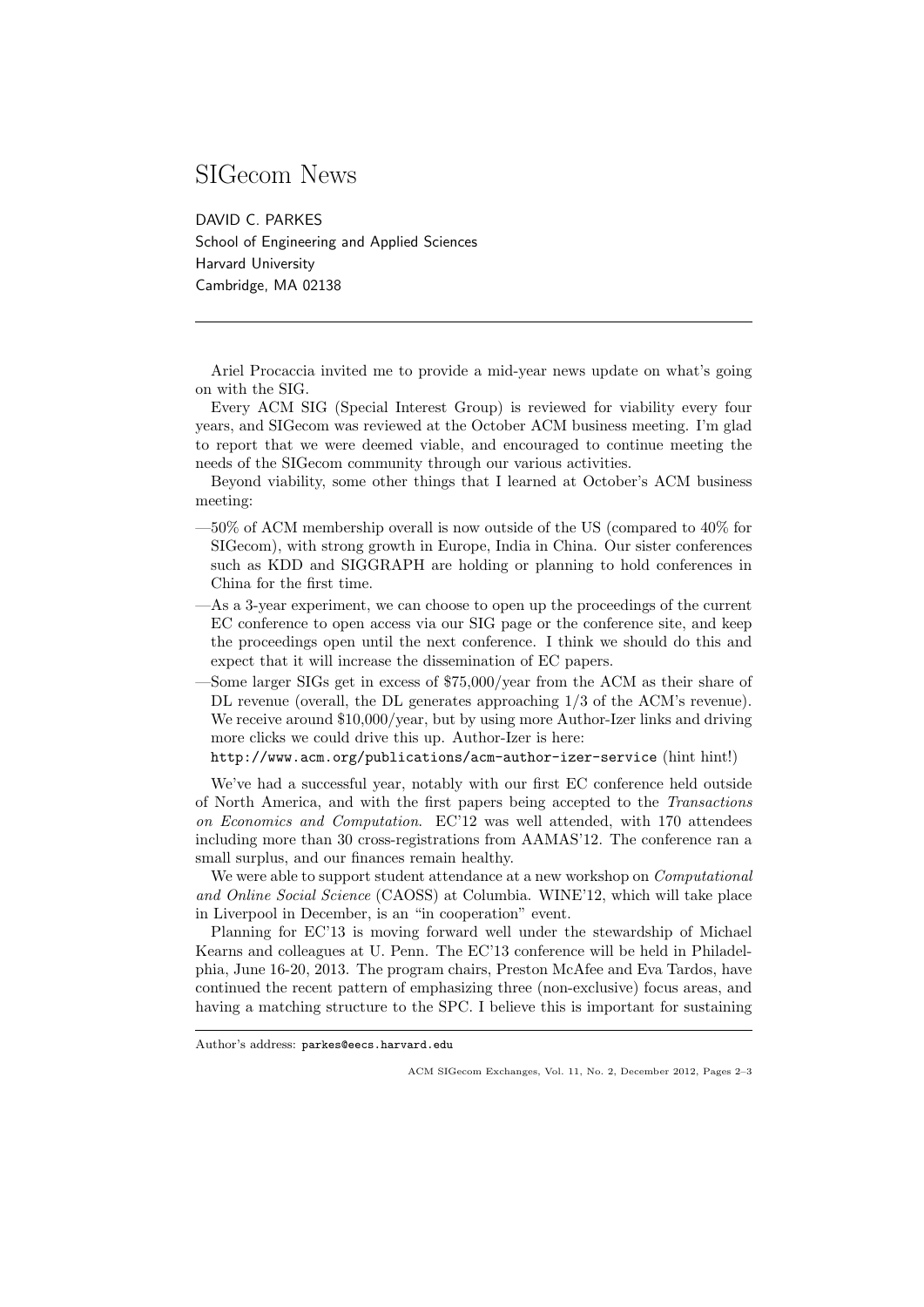# SIGecom News

DAVID C. PARKES
School of Engineering and Applied Sciences
Harvard University
Cambridge, MA 02138

---

Ariel Procaccia invited me to provide a mid-year news update on what's going on with the SIG.

Every ACM SIG (Special Interest Group) is reviewed for viability every four years, and SIGecom was reviewed at the October ACM business meeting. I'm glad to report that we were deemed viable, and encouraged to continue meeting the needs of the SIGecom community through our various activities.

Beyond viability, some other things that I learned at October's ACM business meeting:

—50% of ACM membership overall is now outside of the US (compared to 40% for SIGecom), with strong growth in Europe, India in China. Our sister conferences such as KDD and SIGGRAPH are holding or planning to hold conferences in China for the first time.

—As a 3-year experiment, we can choose to open up the proceedings of the current EC conference to open access via our SIG page or the conference site, and keep the proceedings open until the next conference. I think we should do this and expect that it will increase the dissemination of EC papers.

—Some larger SIGs get in excess of $75,000/year from the ACM as their share of DL revenue (overall, the DL generates approaching 1/3 of the ACM's revenue). We receive around $10,000/year, but by using more Author-Izer links and driving more clicks we could drive this up. Author-Izer is here: `http://www.acm.org/publications/acm-author-izer-service` (hint hint!)

We've had a successful year, notably with our first EC conference held outside of North America, and with the first papers being accepted to the *Transactions on Economics and Computation*. EC'12 was well attended, with 170 attendees including more than 30 cross-registrations from AAMAS'12. The conference ran a small surplus, and our finances remain healthy.

We were able to support student attendance at a new workshop on *Computational and Online Social Science* (CAOSS) at Columbia. WINE'12, which will take place in Liverpool in December, is an "in cooperation" event.

Planning for EC'13 is moving forward well under the stewardship of Michael Kearns and colleagues at U. Penn. The EC'13 conference will be held in Philadelphia, June 16-20, 2013. The program chairs, Preston McAfee and Eva Tardos, have continued the recent pattern of emphasizing three (non-exclusive) focus areas, and having a matching structure to the SPC. I believe this is important for sustaining

---

Author's address: parkes@eecs.harvard.edu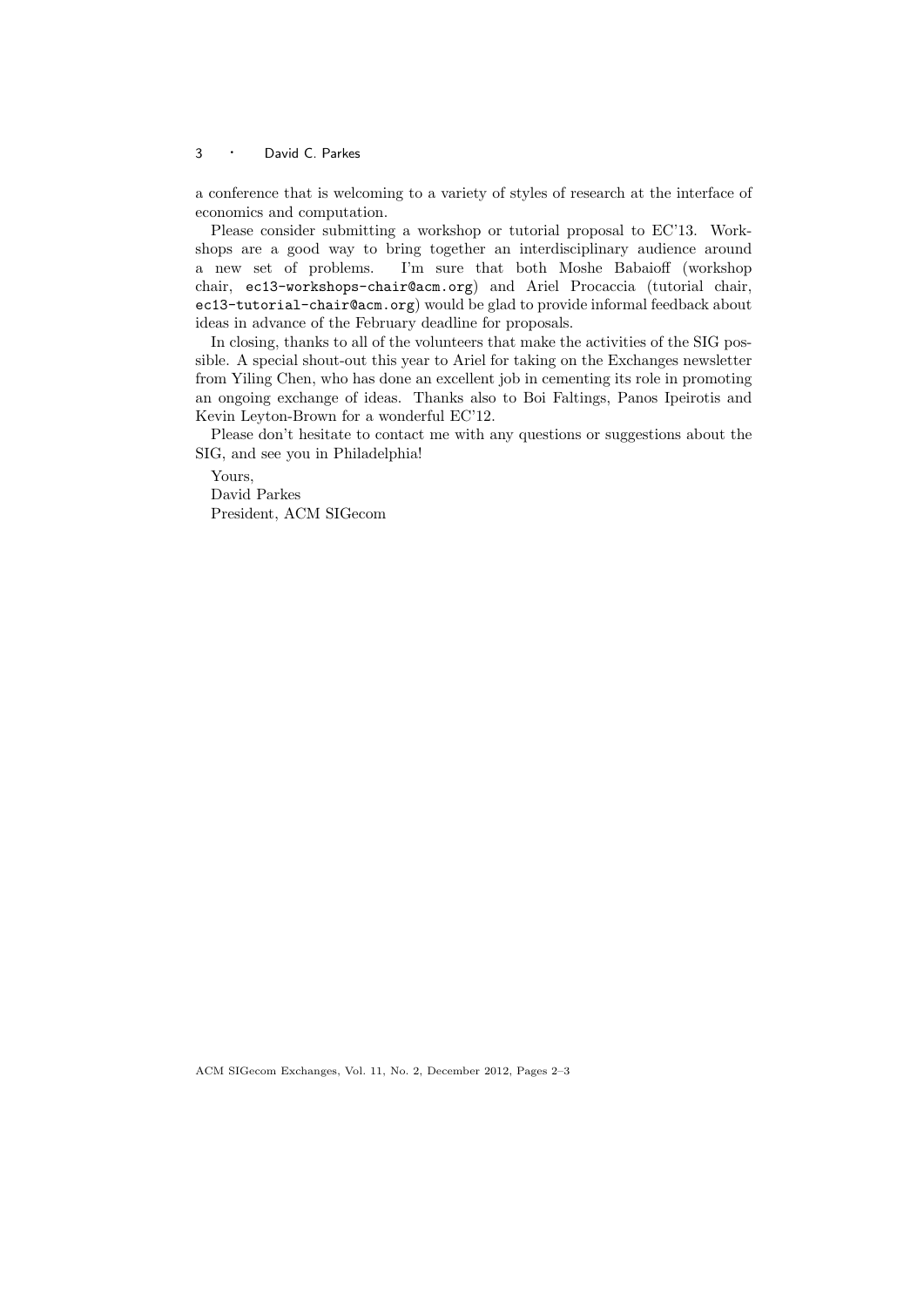a conference that is welcoming to a variety of styles of research at the interface of economics and computation.

Please consider submitting a workshop or tutorial proposal to EC'13. Workshops are a good way to bring together an interdisciplinary audience around a new set of problems. I'm sure that both Moshe Babaioff (workshop chair, `ec13-workshops-chair@acm.org`) and Ariel Procaccia (tutorial chair, `ec13-tutorial-chair@acm.org`) would be glad to provide informal feedback about ideas in advance of the February deadline for proposals.

In closing, thanks to all of the volunteers that make the activities of the SIG possible. A special shout-out this year to Ariel for taking on the Exchanges newsletter from Yiling Chen, who has done an excellent job in cementing its role in promoting an ongoing exchange of ideas. Thanks also to Boi Faltings, Panos Ipeirotis and Kevin Leyton-Brown for a wonderful EC'12.

Please don't hesitate to contact me with any questions or suggestions about the SIG, and see you in Philadelphia!

Yours,
David Parkes
President, ACM SIGecom